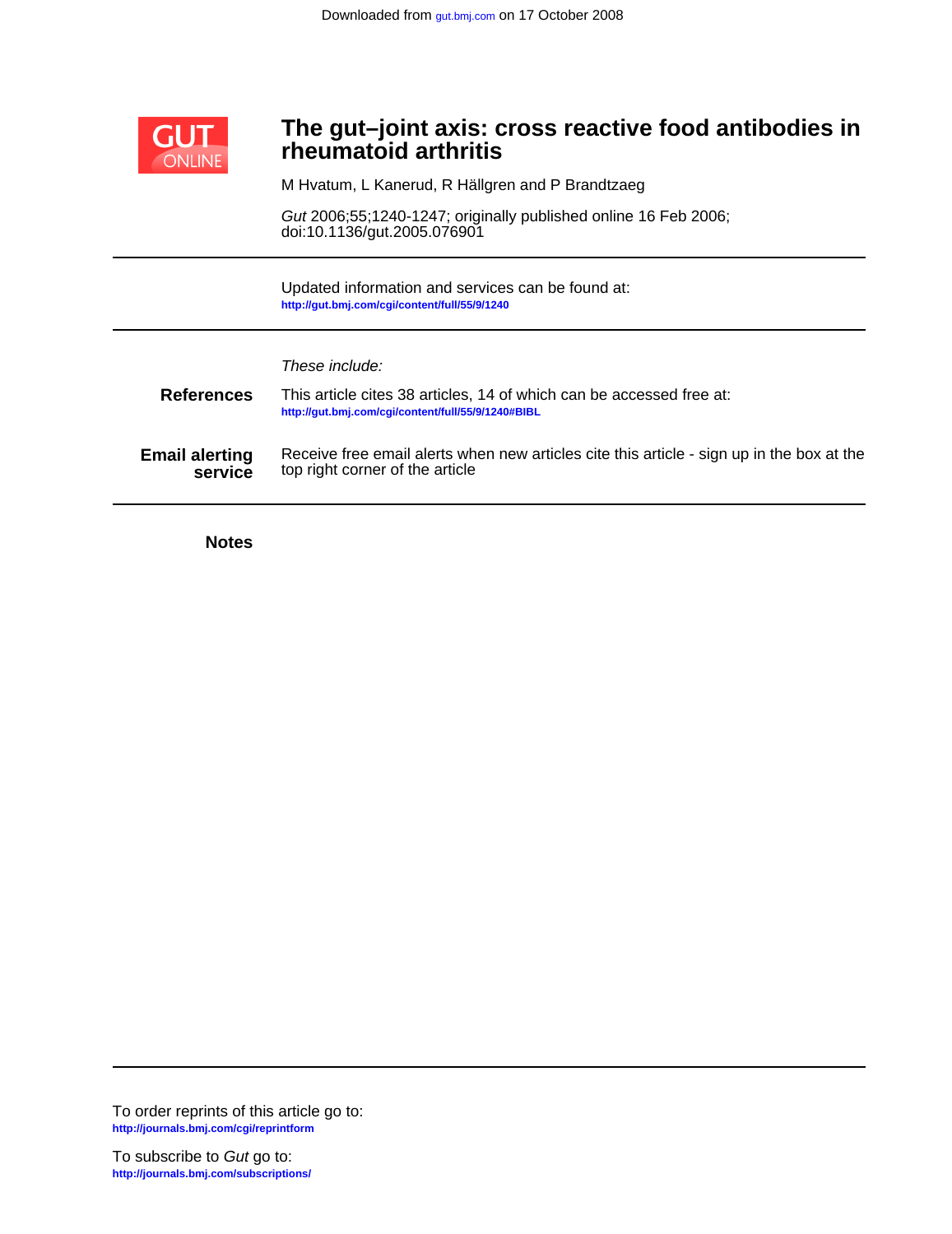Downloaded from gut.bmj.com on 17 October 2008

# The gut–joint axis: cross reactive food antibodies in rheumatoid arthritis

M Hvatum, L Kanerud, R Hällgren and P Brandtzaeg

*Gut* 2006;55;1240-1247; originally published online 16 Feb 2006;
doi:10.1136/gut.2005.076901

---

Updated information and services can be found at:
http://gut.bmj.com/cgi/content/full/55/9/1240

---

*These include:*

**References**

This article cites 38 articles, 14 of which can be accessed free at:
http://gut.bmj.com/cgi/content/full/55/9/1240#BIBL

**Email alerting service**

Receive free email alerts when new articles cite this article - sign up in the box at the top right corner of the article

---

**Notes**

---

To order reprints of this article go to:
http://journals.bmj.com/cgi/reprintform

To subscribe to *Gut* go to:
http://journals.bmj.com/subscriptions/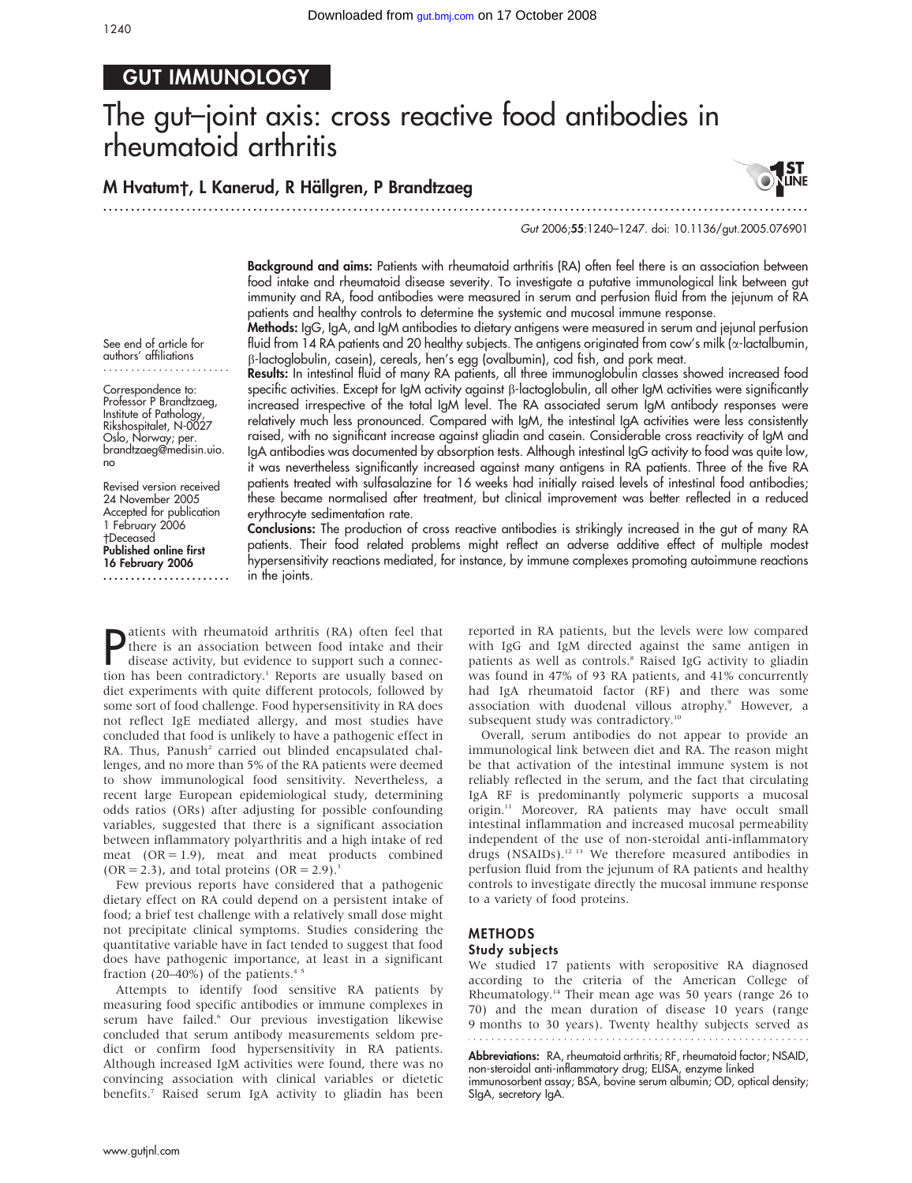GUT IMMUNOLOGY

# The gut–joint axis: cross reactive food antibodies in rheumatoid arthritis

**M Hvatum†, L Kanerud, R Hällgren, P Brandtzaeg**

*Gut* 2006;**55**:1240–1247. doi: 10.1136/gut.2005.076901

See end of article for authors' affiliations

Correspondence to: Professor P Brandtzaeg, Institute of Pathology, Rikshospitalet, N-0027 Oslo, Norway; per.brandtzaeg@medisin.uio.no

Revised version received 24 November 2005
Accepted for publication 1 February 2006
†Deceased
**Published online first 16 February 2006**

**Background and aims:** Patients with rheumatoid arthritis (RA) often feel there is an association between food intake and rheumatoid disease severity. To investigate a putative immunological link between gut immunity and RA, food antibodies were measured in serum and perfusion fluid from the jejunum of RA patients and healthy controls to determine the systemic and mucosal immune response.

**Methods:** IgG, IgA, and IgM antibodies to dietary antigens were measured in serum and jejunal perfusion fluid from 14 RA patients and 20 healthy subjects. The antigens originated from cow's milk (α-lactalbumin, β-lactoglobulin, casein), cereals, hen's egg (ovalbumin), cod fish, and pork meat.

**Results:** In intestinal fluid of many RA patients, all three immunoglobulin classes showed increased food specific activities. Except for IgM activity against β-lactoglobulin, all other IgM activities were significantly increased irrespective of the total IgM level. The RA associated serum IgM antibody responses were relatively much less pronounced. Compared with IgM, the intestinal IgA activities were less consistently raised, with no significant increase against gliadin and casein. Considerable cross reactivity of IgM and IgA antibodies was documented by absorption tests. Although intestinal IgG activity to food was quite low, it was nevertheless significantly increased against many antigens in RA patients. Three of the five RA patients treated with sulfasalazine for 16 weeks had initially raised levels of intestinal food antibodies; these became normalised after treatment, but clinical improvement was better reflected in a reduced erythrocyte sedimentation rate.

**Conclusions:** The production of cross reactive antibodies is strikingly increased in the gut of many RA patients. Their food related problems might reflect an adverse additive effect of multiple modest hypersensitivity reactions mediated, for instance, by immune complexes promoting autoimmune reactions in the joints.

Patients with rheumatoid arthritis (RA) often feel that there is an association between food intake and their disease activity, but evidence to support such a connection has been contradictory.[1] Reports are usually based on diet experiments with quite different protocols, followed by some sort of food challenge. Food hypersensitivity in RA does not reflect IgE mediated allergy, and most studies have concluded that food is unlikely to have a pathogenic effect in RA. Thus, Panush[2] carried out blinded encapsulated challenges, and no more than 5% of the RA patients were deemed to show immunological food sensitivity. Nevertheless, a recent large European epidemiological study, determining odds ratios (ORs) after adjusting for possible confounding variables, suggested that there is a significant association between inflammatory polyarthritis and a high intake of red meat (OR = 1.9), meat and meat products combined (OR = 2.3), and total proteins (OR = 2.9).[3]

Few previous reports have considered that a pathogenic dietary effect on RA could depend on a persistent intake of food; a brief test challenge with a relatively small dose might not precipitate clinical symptoms. Studies considering the quantitative variable have in fact tended to suggest that food does have pathogenic importance, at least in a significant fraction (20–40%) of the patients.[4,5]

Attempts to identify food sensitive RA patients by measuring food specific antibodies or immune complexes in serum have failed.[6] Our previous investigation likewise concluded that serum antibody measurements seldom predict or confirm food hypersensitivity in RA patients. Although increased IgM activities were found, there was no convincing association with clinical variables or dietetic benefits.[7] Raised serum IgA activity to gliadin has been reported in RA patients, but the levels were low compared with IgG and IgM directed against the same antigen in patients as well as controls.[8] Raised IgG activity to gliadin was found in 47% of 93 RA patients, and 41% concurrently had IgA rheumatoid factor (RF) and there was some association with duodenal villous atrophy.[9] However, a subsequent study was contradictory.[10]

Overall, serum antibodies do not appear to provide an immunological link between diet and RA. The reason might be that activation of the intestinal immune system is not reliably reflected in the serum, and the fact that circulating IgA RF is predominantly polymeric supports a mucosal origin.[11] Moreover, RA patients may have occult small intestinal inflammation and increased mucosal permeability independent of the use of non-steroidal anti-inflammatory drugs (NSAIDs).[12,13] We therefore measured antibodies in perfusion fluid from the jejunum of RA patients and healthy controls to investigate directly the mucosal immune response to a variety of food proteins.

## METHODS

### Study subjects

We studied 17 patients with seropositive RA diagnosed according to the criteria of the American College of Rheumatology.[14] Their mean age was 50 years (range 26 to 70) and the mean duration of disease 10 years (range 9 months to 30 years). Twenty healthy subjects served as

**Abbreviations:** RA, rheumatoid arthritis; RF, rheumatoid factor; NSAID, non-steroidal anti-inflammatory drug; ELISA, enzyme linked immunosorbent assay; BSA, bovine serum albumin; OD, optical density; SIgA, secretory IgA.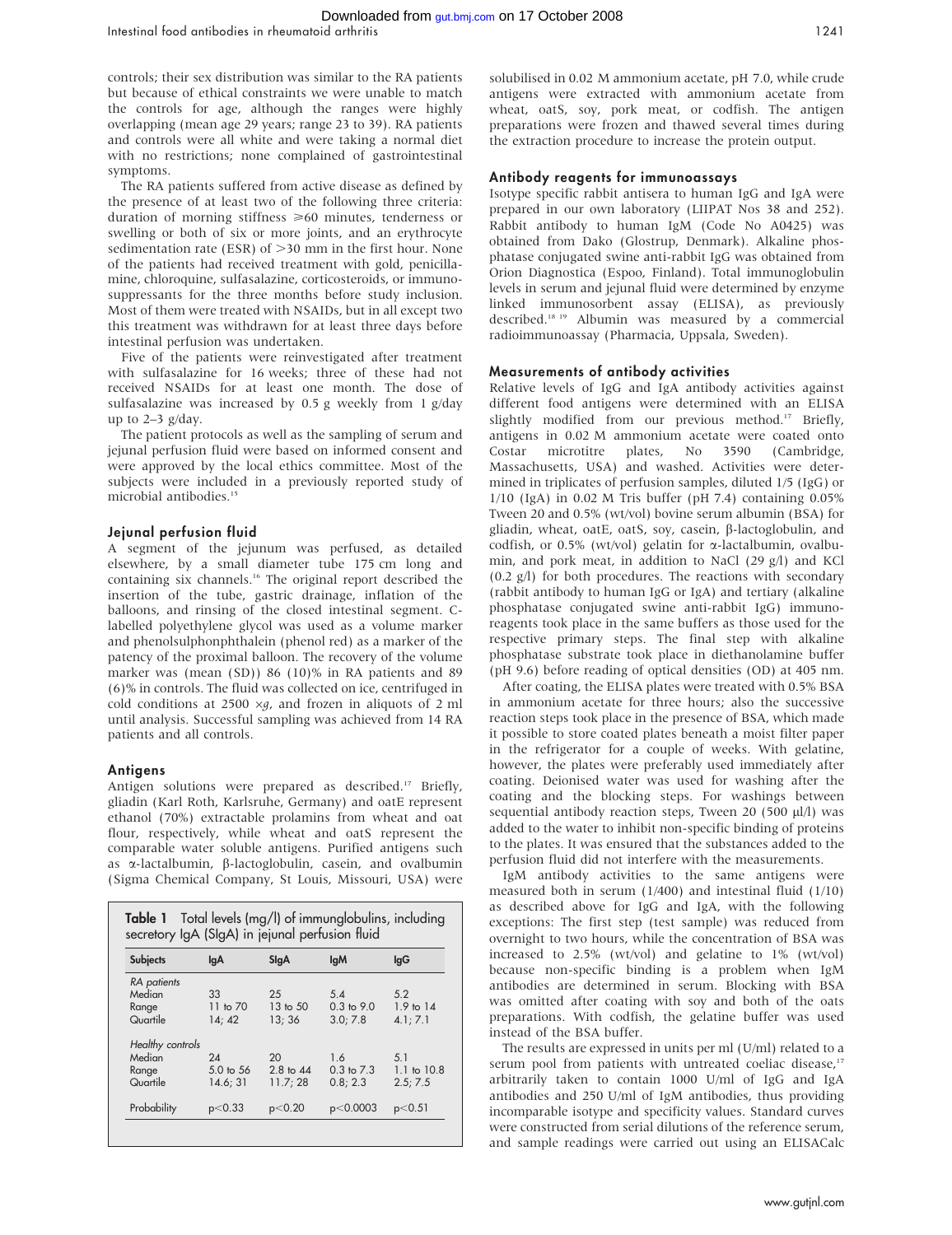controls; their sex distribution was similar to the RA patients but because of ethical constraints we were unable to match the controls for age, although the ranges were highly overlapping (mean age 29 years; range 23 to 39). RA patients and controls were all white and were taking a normal diet with no restrictions; none complained of gastrointestinal symptoms.

The RA patients suffered from active disease as defined by the presence of at least two of the following three criteria: duration of morning stiffness ≥60 minutes, tenderness or swelling or both of six or more joints, and an erythrocyte sedimentation rate (ESR) of >30 mm in the first hour. None of the patients had received treatment with gold, penicillamine, chloroquine, sulfasalazine, corticosteroids, or immunosuppressants for the three months before study inclusion. Most of them were treated with NSAIDs, but in all except two this treatment was withdrawn for at least three days before intestinal perfusion was undertaken.

Five of the patients were reinvestigated after treatment with sulfasalazine for 16 weeks; three of these had not received NSAIDs for at least one month. The dose of sulfasalazine was increased by 0.5 g weekly from 1 g/day up to 2–3 g/day.

The patient protocols as well as the sampling of serum and jejunal perfusion fluid were based on informed consent and were approved by the local ethics committee. Most of the subjects were included in a previously reported study of microbial antibodies.[15]

### Jejunal perfusion fluid

A segment of the jejunum was perfused, as detailed elsewhere, by a small diameter tube 175 cm long and containing six channels.[16] The original report described the insertion of the tube, gastric drainage, inflation of the balloons, and rinsing of the closed intestinal segment. C-labelled polyethylene glycol was used as a volume marker and phenolsulphonphthalein (phenol red) as a marker of the patency of the proximal balloon. The recovery of the volume marker was (mean (SD)) 86 (10)% in RA patients and 89 (6)% in controls. The fluid was collected on ice, centrifuged in cold conditions at 2500 ×*g*, and frozen in aliquots of 2 ml until analysis. Successful sampling was achieved from 14 RA patients and all controls.

### Antigens

Antigen solutions were prepared as described.[17] Briefly, gliadin (Karl Roth, Karlsruhe, Germany) and oatE represent ethanol (70%) extractable prolamins from wheat and oat flour, respectively, while wheat and oatS represent the comparable water soluble antigens. Purified antigens such as α-lactalbumin, β-lactoglobulin, casein, and ovalbumin (Sigma Chemical Company, St Louis, Missouri, USA) were solubilised in 0.02 M ammonium acetate, pH 7.0, while crude antigens were extracted with ammonium acetate from wheat, oatS, soy, pork meat, or codfish. The antigen preparations were frozen and thawed several times during the extraction procedure to increase the protein output.

**Table 1** Total levels (mg/l) of immunglobulins, including secretory IgA (SIgA) in jejunal perfusion fluid

| Subjects | IgA | SIgA | IgM | IgG |
|---|---|---|---|---|
| *RA patients* | | | | |
| Median | 33 | 25 | 5.4 | 5.2 |
| Range | 11 to 70 | 13 to 50 | 0.3 to 9.0 | 1.9 to 14 |
| Quartile | 14; 42 | 13; 36 | 3.0; 7.8 | 4.1; 7.1 |
| *Healthy controls* | | | | |
| Median | 24 | 20 | 1.6 | 5.1 |
| Range | 5.0 to 56 | 2.8 to 44 | 0.3 to 7.3 | 1.1 to 10.8 |
| Quartile | 14.6; 31 | 11.7; 28 | 0.8; 2.3 | 2.5; 7.5 |
| Probability | $p<0.33$ | $p<0.20$ | $p<0.0003$ | $p<0.51$ |

### Antibody reagents for immunoassays

Isotype specific rabbit antisera to human IgG and IgA were prepared in our own laboratory (LIIPAT Nos 38 and 252). Rabbit antibody to human IgM (Code No A0425) was obtained from Dako (Glostrup, Denmark). Alkaline phosphatase conjugated swine anti-rabbit IgG was obtained from Orion Diagnostica (Espoo, Finland). Total immunoglobulin levels in serum and jejunal fluid were determined by enzyme linked immunosorbent assay (ELISA), as previously described.[18,19] Albumin was measured by a commercial radioimmunoassay (Pharmacia, Uppsala, Sweden).

### Measurements of antibody activities

Relative levels of IgG and IgA antibody activities against different food antigens were determined with an ELISA slightly modified from our previous method.[17] Briefly, antigens in 0.02 M ammonium acetate were coated onto Costar microtitre plates, No 3590 (Cambridge, Massachusetts, USA) and washed. Activities were determined in triplicates of perfusion samples, diluted 1/5 (IgG) or 1/10 (IgA) in 0.02 M Tris buffer (pH 7.4) containing 0.05% Tween 20 and 0.5% (wt/vol) bovine serum albumin (BSA) for gliadin, wheat, oatE, oatS, soy, casein, β-lactoglobulin, and codfish, or 0.5% (wt/vol) gelatin for α-lactalbumin, ovalbumin, and pork meat, in addition to NaCl (29 g/l) and KCl (0.2 g/l) for both procedures. The reactions with secondary (rabbit antibody to human IgG or IgA) and tertiary (alkaline phosphatase conjugated swine anti-rabbit IgG) immunoreagents took place in the same buffers as those used for the respective primary steps. The final step with alkaline phosphatase substrate took place in diethanolamine buffer (pH 9.6) before reading of optical densities (OD) at 405 nm.

After coating, the ELISA plates were treated with 0.5% BSA in ammonium acetate for three hours; also the successive reaction steps took place in the presence of BSA, which made it possible to store coated plates beneath a moist filter paper in the refrigerator for a couple of weeks. With gelatine, however, the plates were preferably used immediately after coating. Deionised water was used for washing after the coating and the blocking steps. For washings between sequential antibody reaction steps, Tween 20 (500 μl/l) was added to the water to inhibit non-specific binding of proteins to the plates. It was ensured that the substances added to the perfusion fluid did not interfere with the measurements.

IgM antibody activities to the same antigens were measured both in serum (1/400) and intestinal fluid (1/10) as described above for IgG and IgA, with the following exceptions: The first step (test sample) was reduced from overnight to two hours, while the concentration of BSA was increased to 2.5% (wt/vol) and gelatine to 1% (wt/vol) because non-specific binding is a problem when IgM antibodies are determined in serum. Blocking with BSA was omitted after coating with soy and both of the oats preparations. With codfish, the gelatine buffer was used instead of the BSA buffer.

The results are expressed in units per ml (U/ml) related to a serum pool from patients with untreated coeliac disease,[17] arbitrarily taken to contain 1000 U/ml of IgG and IgA antibodies and 250 U/ml of IgM antibodies, thus providing incomparable isotype and specificity values. Standard curves were constructed from serial dilutions of the reference serum, and sample readings were carried out using an ELISACalc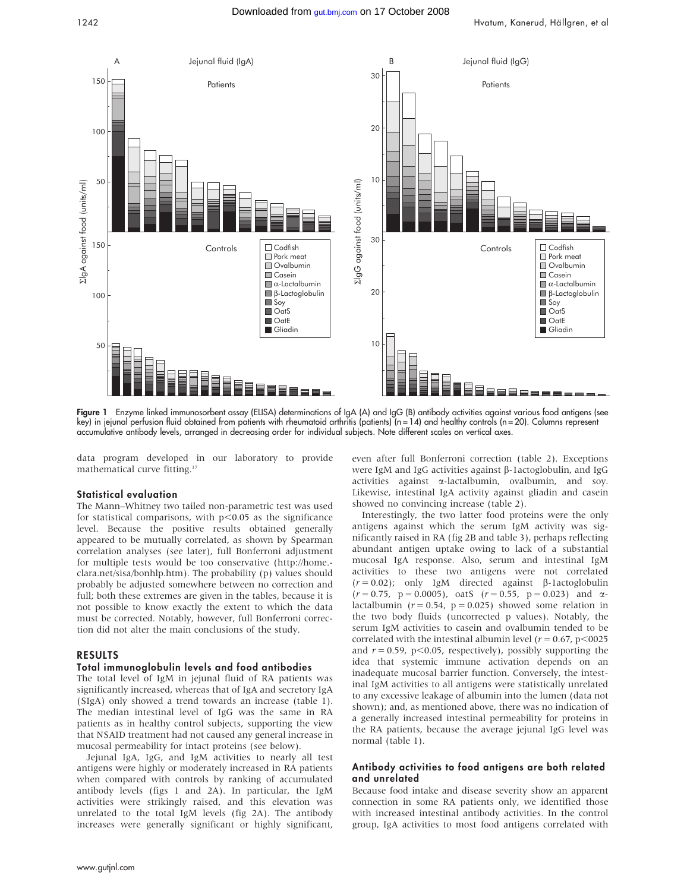Figure 1 Enzyme linked immunosorbent assay (ELISA) determinations of IgA (A) and IgG (B) antibody activities against various food antigens (see key) in jejunal perfusion fluid obtained from patients with rheumatoid arthritis (patients) (n = 14) and healthy controls (n = 20). Columns represent accumulative antibody levels, arranged in decreasing order for individual subjects. Note different scales on vertical axes.

data program developed in our laboratory to provide mathematical curve fitting.[17]

### Statistical evaluation

The Mann–Whitney two tailed non-parametric test was used for statistical comparisons, with $p<0.05$ as the significance level. Because the positive results obtained generally appeared to be mutually correlated, as shown by Spearman correlation analyses (see later), full Bonferroni adjustment for multiple tests would be too conservative (http://home.clara.net/sisa/bonhlp.htm). The probability (p) values should probably be adjusted somewhere between no correction and full; both these extremes are given in the tables, because it is not possible to know exactly the extent to which the data must be corrected. Notably, however, full Bonferroni correction did not alter the main conclusions of the study.

## RESULTS

### Total immunoglobulin levels and food antibodies

The total level of IgM in jejunal fluid of RA patients was significantly increased, whereas that of IgA and secretory IgA (SIgA) only showed a trend towards an increase (table 1). The median intestinal level of IgG was the same in RA patients as in healthy control subjects, supporting the view that NSAID treatment had not caused any general increase in mucosal permeability for intact proteins (see below).

Jejunal IgA, IgG, and IgM activities to nearly all test antigens were highly or moderately increased in RA patients when compared with controls by ranking of accumulated antibody levels (figs 1 and 2A). In particular, the IgM activities were strikingly raised, and this elevation was unrelated to the total IgM levels (fig 2A). The antibody increases were generally significant or highly significant, even after full Bonferroni correction (table 2). Exceptions were IgM and IgG activities against β-1actoglobulin, and IgG activities against α-lactalbumin, ovalbumin, and soy. Likewise, intestinal IgA activity against gliadin and casein showed no convincing increase (table 2).

Interestingly, the two latter food proteins were the only antigens against which the serum IgM activity was significantly raised in RA (fig 2B and table 3), perhaps reflecting abundant antigen uptake owing to lack of a substantial mucosal IgA response. Also, serum and intestinal IgM activities to these two antigens were not correlated ($r = 0.02$); only IgM directed against β-1actoglobulin ($r = 0.75$, $p = 0.0005$), oatS ($r = 0.55$, $p = 0.023$) and α-lactalbumin ($r = 0.54$, $p = 0.025$) showed some relation in the two body fluids (uncorrected p values). Notably, the serum IgM activities to casein and ovalbumin tended to be correlated with the intestinal albumin level ($r = 0.67$, $p<0025$ and $r = 0.59$, $p<0.05$, respectively), possibly supporting the idea that systemic immune activation depends on an inadequate mucosal barrier function. Conversely, the intestinal IgM activities to all antigens were statistically unrelated to any excessive leakage of albumin into the lumen (data not shown); and, as mentioned above, there was no indication of a generally increased intestinal permeability for proteins in the RA patients, because the average jejunal IgG level was normal (table 1).

### Antibody activities to food antigens are both related and unrelated

Because food intake and disease severity show an apparent connection in some RA patients only, we identified those with increased intestinal antibody activities. In the control group, IgA activities to most food antigens correlated with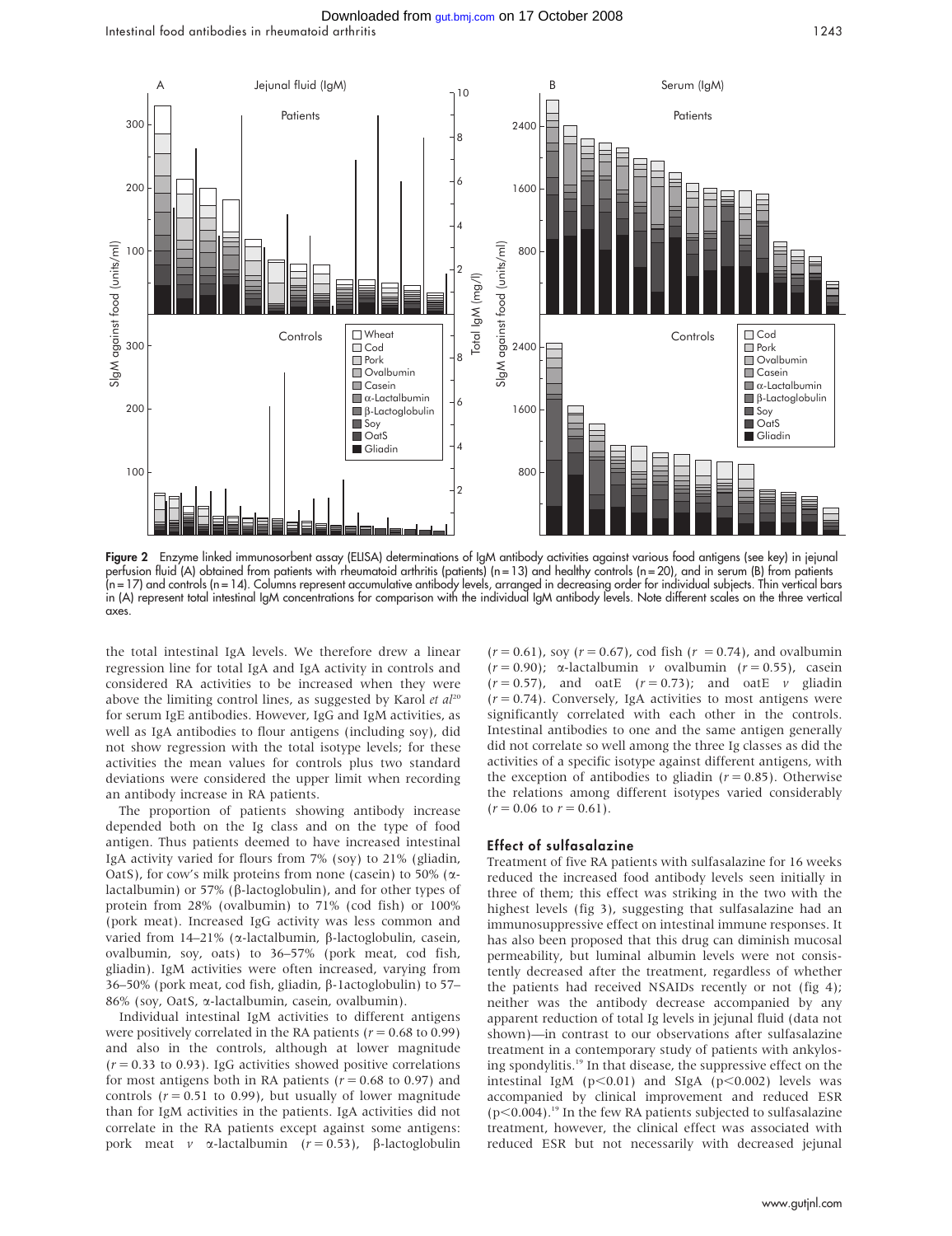**Figure 2** Enzyme linked immunosorbent assay (ELISA) determinations of IgM antibody activities against various food antigens (see key) in jejunal perfusion fluid (A) obtained from patients with rheumatoid arthritis (patients) (n = 13) and healthy controls (n = 20), and in serum (B) from patients (n = 17) and controls (n = 14). Columns represent accumulative antibody levels, arranged in decreasing order for individual subjects. Thin vertical bars in (A) represent total intestinal IgM concentrations for comparison with the individual IgM antibody levels. Note different scales on the three vertical axes.

the total intestinal IgA levels. We therefore drew a linear regression line for total IgA and IgA activity in controls and considered RA activities to be increased when they were above the limiting control lines, as suggested by Karol *et al*[20] for serum IgE antibodies. However, IgG and IgM activities, as well as IgA antibodies to flour antigens (including soy), did not show regression with the total isotype levels; for these activities the mean values for controls plus two standard deviations were considered the upper limit when recording an antibody increase in RA patients.

The proportion of patients showing antibody increase depended both on the Ig class and on the type of food antigen. Thus patients deemed to have increased intestinal IgA activity varied for flours from 7% (soy) to 21% (gliadin, OatS), for cow's milk proteins from none (casein) to 50% (α-lactalbumin) or 57% (β-lactoglobulin), and for other types of protein from 28% (ovalbumin) to 71% (cod fish) or 100% (pork meat). Increased IgG activity was less common and varied from 14–21% (α-lactalbumin, β-lactoglobulin, casein, ovalbumin, soy, oats) to 36–57% (pork meat, cod fish, gliadin). IgM activities were often increased, varying from 36–50% (pork meat, cod fish, gliadin, β-1actoglobulin) to 57–86% (soy, OatS, α-lactalbumin, casein, ovalbumin).

Individual intestinal IgM activities to different antigens were positively correlated in the RA patients ($r = 0.68$ to 0.99) and also in the controls, although at lower magnitude ($r = 0.33$ to 0.93). IgG activities showed positive correlations for most antigens both in RA patients ($r = 0.68$ to 0.97) and controls ($r = 0.51$ to 0.99), but usually of lower magnitude than for IgM activities in the patients. IgA activities did not correlate in the RA patients except against some antigens: pork meat *v* α-lactalbumin ($r = 0.53$), β-lactoglobulin ($r = 0.61$), soy ($r = 0.67$), cod fish ($r = 0.74$), and ovalbumin ($r = 0.90$); α-lactalbumin *v* ovalbumin ($r = 0.55$), casein ($r = 0.57$), and oatE ($r = 0.73$); and oatE *v* gliadin ($r = 0.74$). Conversely, IgA activities to most antigens were significantly correlated with each other in the controls. Intestinal antibodies to one and the same antigen generally did not correlate so well among the three Ig classes as did the activities of a specific isotype against different antigens, with the exception of antibodies to gliadin ($r = 0.85$). Otherwise the relations among different isotypes varied considerably ($r = 0.06$ to $r = 0.61$).

## Effect of sulfasalazine

Treatment of five RA patients with sulfasalazine for 16 weeks reduced the increased food antibody levels seen initially in three of them; this effect was striking in the two with the highest levels (fig 3), suggesting that sulfasalazine had an immunosuppressive effect on intestinal immune responses. It has also been proposed that this drug can diminish mucosal permeability, but luminal albumin levels were not consistently decreased after the treatment, regardless of whether the patients had received NSAIDs recently or not (fig 4); neither was the antibody decrease accompanied by any apparent reduction of total Ig levels in jejunal fluid (data not shown)—in contrast to our observations after sulfasalazine treatment in a contemporary study of patients with ankylosing spondylitis.[19] In that disease, the suppressive effect on the intestinal IgM ($p<0.01$) and SIgA ($p<0.002$) levels was accompanied by clinical improvement and reduced ESR ($p<0.004$).[19] In the few RA patients subjected to sulfasalazine treatment, however, the clinical effect was associated with reduced ESR but not necessarily with decreased jejunal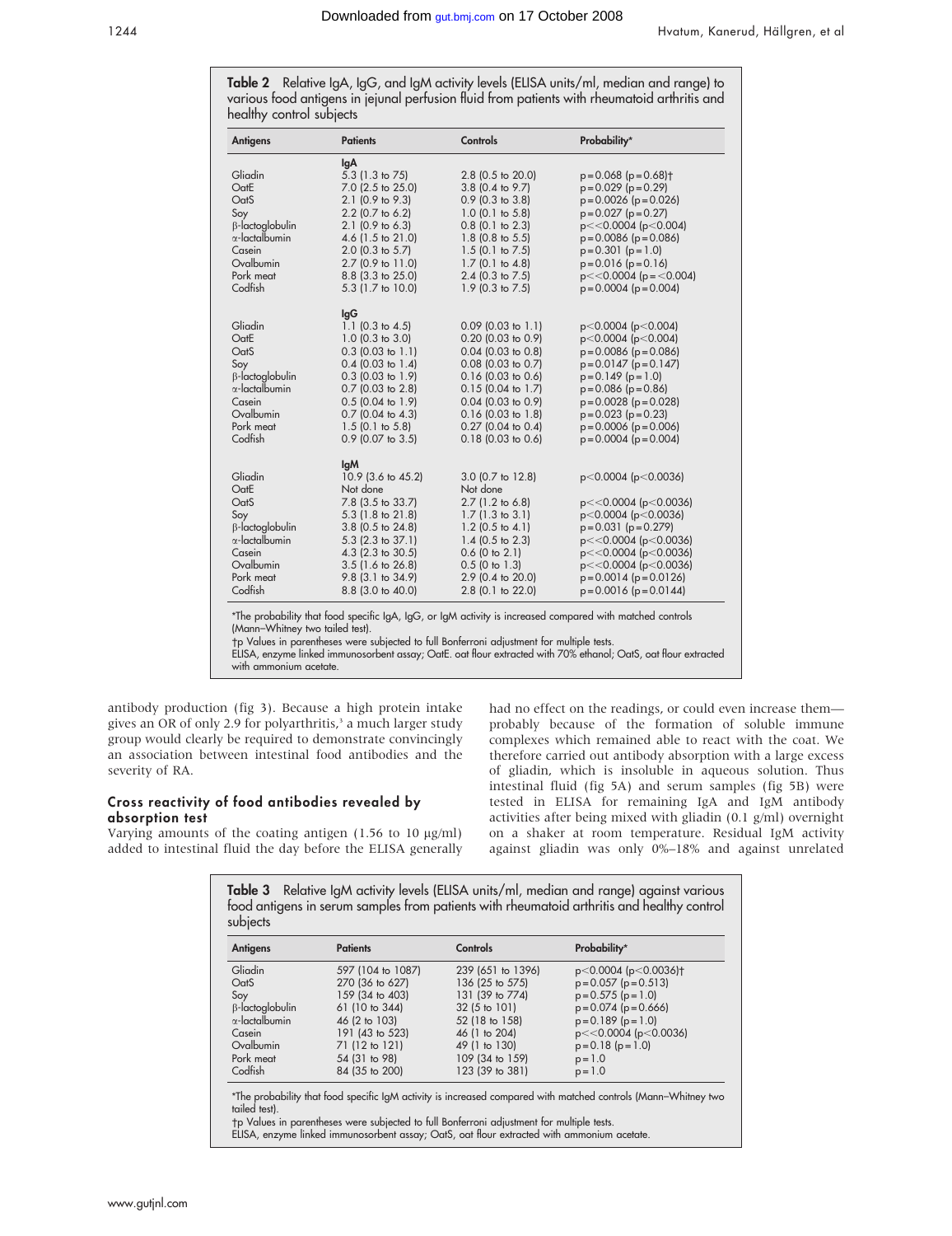**Table 2** Relative IgA, IgG, and IgM activity levels (ELISA units/ml, median and range) to various food antigens in jejunal perfusion fluid from patients with rheumatoid arthritis and healthy control subjects

| Antigens | Patients | Controls | Probability* |
|---|---|---|---|
| | **IgA** | | |
| Gliadin | 5.3 (1.3 to 75) | 2.8 (0.5 to 20.0) | p = 0.068 (p = 0.68)† |
| OatE | 7.0 (2.5 to 25.0) | 3.8 (0.4 to 9.7) | p = 0.029 (p = 0.29) |
| OatS | 2.1 (0.9 to 9.3) | 0.9 (0.3 to 3.8) | p = 0.0026 (p = 0.026) |
| Soy | 2.2 (0.7 to 6.2) | 1.0 (0.1 to 5.8) | p = 0.027 (p = 0.27) |
| β-lactoglobulin | 2.1 (0.9 to 6.3) | 0.8 (0.1 to 2.3) | p<<0.0004 (p<0.004) |
| α-lactalbumin | 4.6 (1.5 to 21.0) | 1.8 (0.8 to 5.5) | p = 0.0086 (p = 0.086) |
| Casein | 2.0 (0.3 to 5.7) | 1.5 (0.1 to 7.5) | p = 0.301 (p = 1.0) |
| Ovalbumin | 2.7 (0.9 to 11.0) | 1.7 (0.1 to 4.8) | p = 0.016 (p = 0.16) |
| Pork meat | 8.8 (3.3 to 25.0) | 2.4 (0.3 to 7.5) | p<<0.0004 (p = <0.004) |
| Codfish | 5.3 (1.7 to 10.0) | 1.9 (0.3 to 7.5) | p = 0.0004 (p = 0.004) |
| | **IgG** | | |
| Gliadin | 1.1 (0.3 to 4.5) | 0.09 (0.03 to 1.1) | p<0.0004 (p<0.004) |
| OatE | 1.0 (0.3 to 3.0) | 0.20 (0.03 to 0.9) | p<0.0004 (p<0.004) |
| OatS | 0.3 (0.03 to 1.1) | 0.04 (0.03 to 0.8) | p = 0.0086 (p = 0.086) |
| Soy | 0.4 (0.03 to 1.4) | 0.08 (0.03 to 0.7) | p = 0.0147 (p = 0.147) |
| β-lactoglobulin | 0.3 (0.03 to 1.9) | 0.16 (0.03 to 0.6) | p = 0.149 (p = 1.0) |
| α-lactalbumin | 0.7 (0.03 to 2.8) | 0.15 (0.04 to 1.7) | p = 0.086 (p = 0.86) |
| Casein | 0.5 (0.04 to 1.9) | 0.04 (0.03 to 0.9) | p = 0.0028 (p = 0.028) |
| Ovalbumin | 0.7 (0.04 to 4.3) | 0.16 (0.03 to 1.8) | p = 0.023 (p = 0.23) |
| Pork meat | 1.5 (0.1 to 5.8) | 0.27 (0.04 to 0.4) | p = 0.0006 (p = 0.006) |
| Codfish | 0.9 (0.07 to 3.5) | 0.18 (0.03 to 0.6) | p = 0.0004 (p = 0.004) |
| | **IgM** | | |
| Gliadin | 10.9 (3.6 to 45.2) | 3.0 (0.7 to 12.8) | p<0.0004 (p<0.0036) |
| OatE | Not done | Not done | |
| OatS | 7.8 (3.5 to 33.7) | 2.7 (1.2 to 6.8) | p<<0.0004 (p<0.0036) |
| Soy | 5.3 (1.8 to 21.8) | 1.7 (1.3 to 3.1) | p<0.0004 (p<0.0036) |
| β-lactoglobulin | 3.8 (0.5 to 24.8) | 1.2 (0.5 to 4.1) | p = 0.031 (p = 0.279) |
| α-lactalbumin | 5.3 (2.3 to 37.1) | 1.4 (0.5 to 2.3) | p<<0.0004 (p<0.0036) |
| Casein | 4.3 (2.3 to 30.5) | 0.6 (0 to 2.1) | p<<0.0004 (p<0.0036) |
| Ovalbumin | 3.5 (1.6 to 26.8) | 0.5 (0 to 1.3) | p<<0.0004 (p<0.0036) |
| Pork meat | 9.8 (3.1 to 34.9) | 2.9 (0.4 to 20.0) | p = 0.0014 (p = 0.0126) |
| Codfish | 8.8 (3.0 to 40.0) | 2.8 (0.1 to 22.0) | p = 0.0016 (p = 0.0144) |

*The probability that food specific IgA, IgG, or IgM activity is increased compared with matched controls (Mann–Whitney two tailed test).
†p Values in parentheses were subjected to full Bonferroni adjustment for multiple tests.
ELISA, enzyme linked immunosorbent assay; OatE. oat flour extracted with 70% ethanol; OatS, oat flour extracted with ammonium acetate.

antibody production (fig 3). Because a high protein intake gives an OR of only 2.9 for polyarthritis,[3] a much larger study group would clearly be required to demonstrate convincingly an association between intestinal food antibodies and the severity of RA.

### Cross reactivity of food antibodies revealed by absorption test

Varying amounts of the coating antigen (1.56 to 10 μg/ml) added to intestinal fluid the day before the ELISA generally had no effect on the readings, or could even increase them—probably because of the formation of soluble immune complexes which remained able to react with the coat. We therefore carried out antibody absorption with a large excess of gliadin, which is insoluble in aqueous solution. Thus intestinal fluid (fig 5A) and serum samples (fig 5B) were tested in ELISA for remaining IgA and IgM antibody activities after being mixed with gliadin (0.1 g/ml) overnight on a shaker at room temperature. Residual IgM activity against gliadin was only 0%–18% and against unrelated

**Table 3** Relative IgM activity levels (ELISA units/ml, median and range) against various food antigens in serum samples from patients with rheumatoid arthritis and healthy control subjects

| Antigens | Patients | Controls | Probability* |
|---|---|---|---|
| Gliadin | 597 (104 to 1087) | 239 (651 to 1396) | p<0.0004 (p<0.0036)† |
| OatS | 270 (36 to 627) | 136 (25 to 575) | p = 0.057 (p = 0.513) |
| Soy | 159 (34 to 403) | 131 (39 to 774) | p = 0.575 (p = 1.0) |
| β-lactoglobulin | 61 (10 to 344) | 32 (5 to 101) | p = 0.074 (p = 0.666) |
| α-lactalbumin | 46 (2 to 103) | 52 (18 to 158) | p = 0.189 (p = 1.0) |
| Casein | 191 (43 to 523) | 46 (1 to 204) | p<<0.0004 (p<0.0036) |
| Ovalbumin | 71 (12 to 121) | 49 (1 to 130) | p = 0.18 (p = 1.0) |
| Pork meat | 54 (31 to 98) | 109 (34 to 159) | p = 1.0 |
| Codfish | 84 (35 to 200) | 123 (39 to 381) | p = 1.0 |

*The probability that food specific IgM activity is increased compared with matched controls (Mann–Whitney two tailed test).
†p Values in parentheses were subjected to full Bonferroni adjustment for multiple tests.
ELISA, enzyme linked immunosorbent assay; OatS, oat flour extracted with ammonium acetate.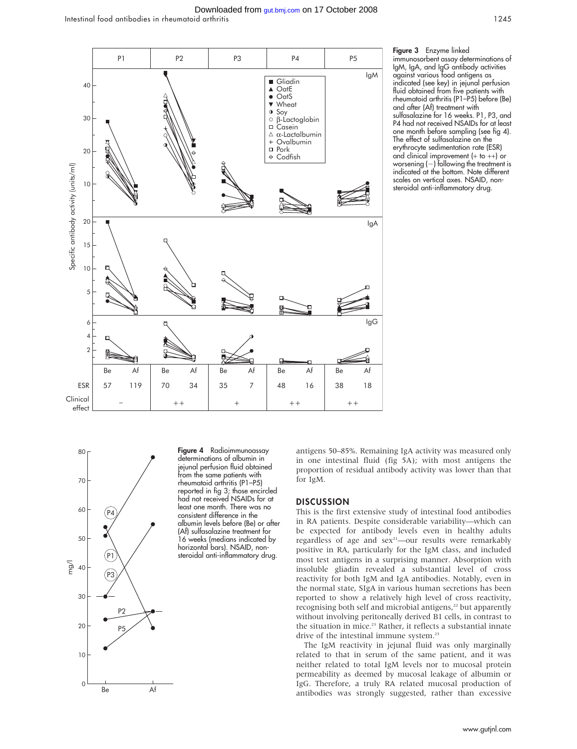**Figure 3** Enzyme linked immunosorbent assay determinations of IgM, IgA, and IgG antibody activities against various food antigens as indicated (see key) in jejunal perfusion fluid obtained from five patients with rheumatoid arthritis (P1–P5) before (Be) and after (Af) treatment with sulfasalazine for 16 weeks. P1, P3, and P4 had not received NSAIDs for at least one month before sampling (see fig 4). The effect of sulfasalazine on the erythrocyte sedimentation rate (ESR) and clinical improvement (+ to ++) or worsening (−) following the treatment is indicated at the bottom. Note different scales on vertical axes. NSAID, non-steroidal anti-inflammatory drug.

**Figure 4** Radioimmunoassay determinations of albumin in jejunal perfusion fluid obtained from the same patients with rheumatoid arthritis (P1–P5) reported in fig 3; those encircled had not received NSAIDs for at least one month. There was no consistent difference in the albumin levels before (Be) or after (Af) sulfasalazine treatment for 16 weeks (medians indicated by horizontal bars). NSAID, non-steroidal anti-inflammatory drug.

antigens 50–85%. Remaining IgA activity was measured only in one intestinal fluid (fig 5A); with most antigens the proportion of residual antibody activity was lower than that for IgM.

## DISCUSSION

This is the first extensive study of intestinal food antibodies in RA patients. Despite considerable variability—which can be expected for antibody levels even in healthy adults regardless of age and sex[21]—our results were remarkably positive in RA, particularly for the IgM class, and included most test antigens in a surprising manner. Absorption with insoluble gliadin revealed a substantial level of cross reactivity for both IgM and IgA antibodies. Notably, even in the normal state, SIgA in various human secretions has been reported to show a relatively high level of cross reactivity, recognising both self and microbial antigens,[22] but apparently without involving peritoneally derived B1 cells, in contrast to the situation in mice.[23] Rather, it reflects a substantial innate drive of the intestinal immune system.[23]

The IgM reactivity in jejunal fluid was only marginally related to that in serum of the same patient, and it was neither related to total IgM levels nor to mucosal protein permeability as deemed by mucosal leakage of albumin or IgG. Therefore, a truly RA related mucosal production of antibodies was strongly suggested, rather than excessive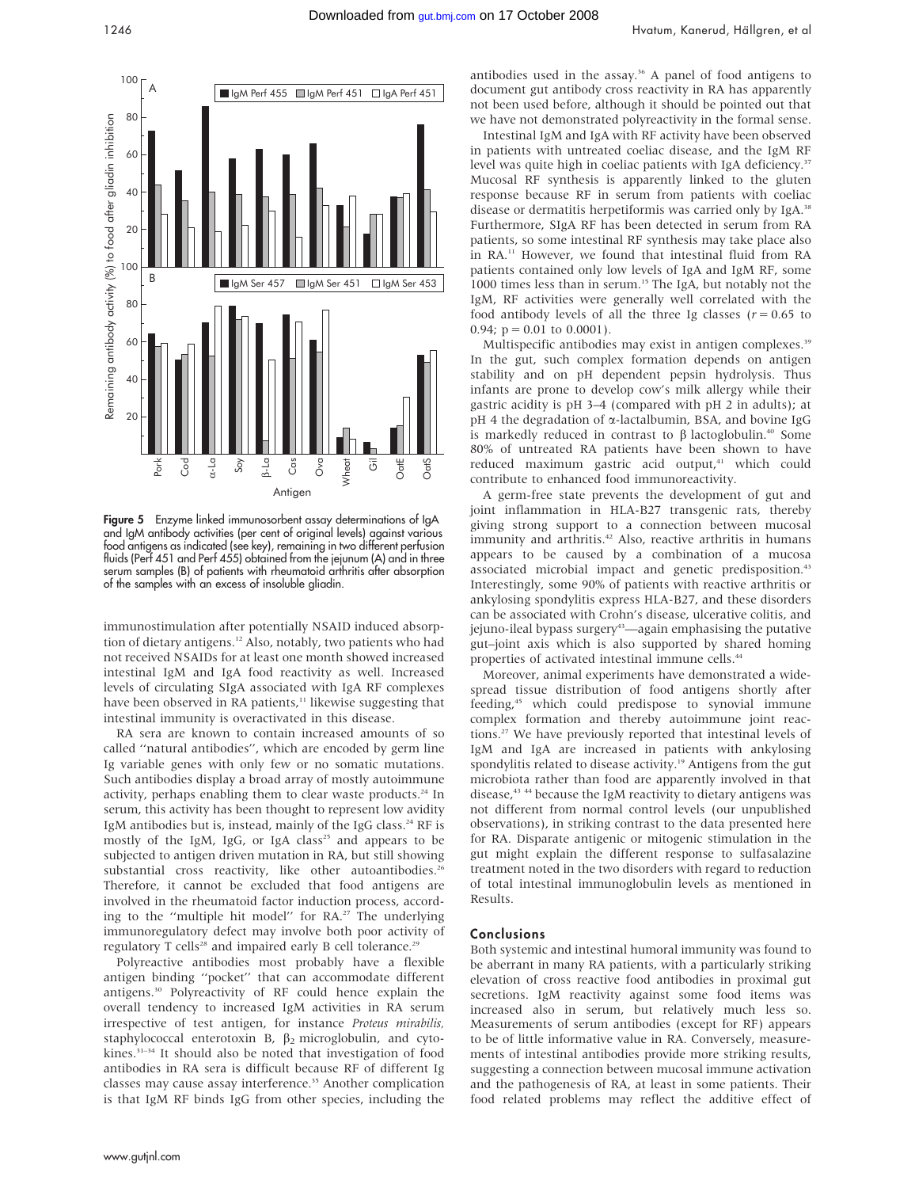Figure 5 Enzyme linked immunosorbent assay determinations of IgA and IgM antibody activities (per cent of original levels) against various food antigens as indicated (see key), remaining in two different perfusion fluids (Perf 451 and Perf 455) obtained from the jejunum (A) and in three serum samples (B) of patients with rheumatoid arthritis after absorption of the samples with an excess of insoluble gliadin.

immunostimulation after potentially NSAID induced absorption of dietary antigens.[12] Also, notably, two patients who had not received NSAIDs for at least one month showed increased intestinal IgM and IgA food reactivity as well. Increased levels of circulating SIgA associated with IgA RF complexes have been observed in RA patients,[11] likewise suggesting that intestinal immunity is overactivated in this disease.

RA sera are known to contain increased amounts of so called "natural antibodies", which are encoded by germ line Ig variable genes with only few or no somatic mutations. Such antibodies display a broad array of mostly autoimmune activity, perhaps enabling them to clear waste products.[24] In serum, this activity has been thought to represent low avidity IgM antibodies but is, instead, mainly of the IgG class.[24] RF is mostly of the IgM, IgG, or IgA class[25] and appears to be subjected to antigen driven mutation in RA, but still showing substantial cross reactivity, like other autoantibodies.[26] Therefore, it cannot be excluded that food antigens are involved in the rheumatoid factor induction process, according to the "multiple hit model" for RA.[27] The underlying immunoregulatory defect may involve both poor activity of regulatory T cells[28] and impaired early B cell tolerance.[29]

Polyreactive antibodies most probably have a flexible antigen binding "pocket" that can accommodate different antigens.[30] Polyreactivity of RF could hence explain the overall tendency to increased IgM activities in RA serum irrespective of test antigen, for instance *Proteus mirabilis*, staphylococcal enterotoxin B, $\beta_2$ microglobulin, and cytokines.[31–34] It should also be noted that investigation of food antibodies in RA sera is difficult because RF of different Ig classes may cause assay interference.[35] Another complication is that IgM RF binds IgG from other species, including the antibodies used in the assay.[36] A panel of food antigens to document gut antibody cross reactivity in RA has apparently not been used before, although it should be pointed out that we have not demonstrated polyreactivity in the formal sense.

Intestinal IgM and IgA with RF activity have been observed in patients with untreated coeliac disease, and the IgM RF level was quite high in coeliac patients with IgA deficiency.[37] Mucosal RF synthesis is apparently linked to the gluten response because RF in serum from patients with coeliac disease or dermatitis herpetiformis was carried only by IgA.[38] Furthermore, SIgA RF has been detected in serum from RA patients, so some intestinal RF synthesis may take place also in RA.[11] However, we found that intestinal fluid from RA patients contained only low levels of IgA and IgM RF, some 1000 times less than in serum.[15] The IgA, but notably not the IgM, RF activities were generally well correlated with the food antibody levels of all the three Ig classes ($r = 0.65$ to 0.94; $p = 0.01$ to 0.0001).

Multispecific antibodies may exist in antigen complexes.[39] In the gut, such complex formation depends on antigen stability and on pH dependent pepsin hydrolysis. Thus infants are prone to develop cow's milk allergy while their gastric acidity is pH 3–4 (compared with pH 2 in adults); at pH 4 the degradation of $\alpha$-lactalbumin, BSA, and bovine IgG is markedly reduced in contrast to $\beta$ lactoglobulin.[40] Some 80% of untreated RA patients have been shown to have reduced maximum gastric acid output,[41] which could contribute to enhanced food immunoreactivity.

A germ-free state prevents the development of gut and joint inflammation in HLA-B27 transgenic rats, thereby giving strong support to a connection between mucosal immunity and arthritis.[42] Also, reactive arthritis in humans appears to be caused by a combination of a mucosa associated microbial impact and genetic predisposition.[43] Interestingly, some 90% of patients with reactive arthritis or ankylosing spondylitis express HLA-B27, and these disorders can be associated with Crohn's disease, ulcerative colitis, and jejuno-ileal bypass surgery[43]—again emphasising the putative gut–joint axis which is also supported by shared homing properties of activated intestinal immune cells.[44]

Moreover, animal experiments have demonstrated a widespread tissue distribution of food antigens shortly after feeding,[45] which could predispose to synovial immune complex formation and thereby autoimmune joint reactions.[27] We have previously reported that intestinal levels of IgM and IgA are increased in patients with ankylosing spondylitis related to disease activity.[19] Antigens from the gut microbiota rather than food are apparently involved in that disease,[43 44] because the IgM reactivity to dietary antigens was not different from normal control levels (our unpublished observations), in striking contrast to the data presented here for RA. Disparate antigenic or mitogenic stimulation in the gut might explain the different response to sulfasalazine treatment noted in the two disorders with regard to reduction of total intestinal immunoglobulin levels as mentioned in Results.

## Conclusions

Both systemic and intestinal humoral immunity was found to be aberrant in many RA patients, with a particularly striking elevation of cross reactive food antibodies in proximal gut secretions. IgM reactivity against some food items was increased also in serum, but relatively much less so. Measurements of serum antibodies (except for RF) appears to be of little informative value in RA. Conversely, measurements of intestinal antibodies provide more striking results, suggesting a connection between mucosal immune activation and the pathogenesis of RA, at least in some patients. Their food related problems may reflect the additive effect of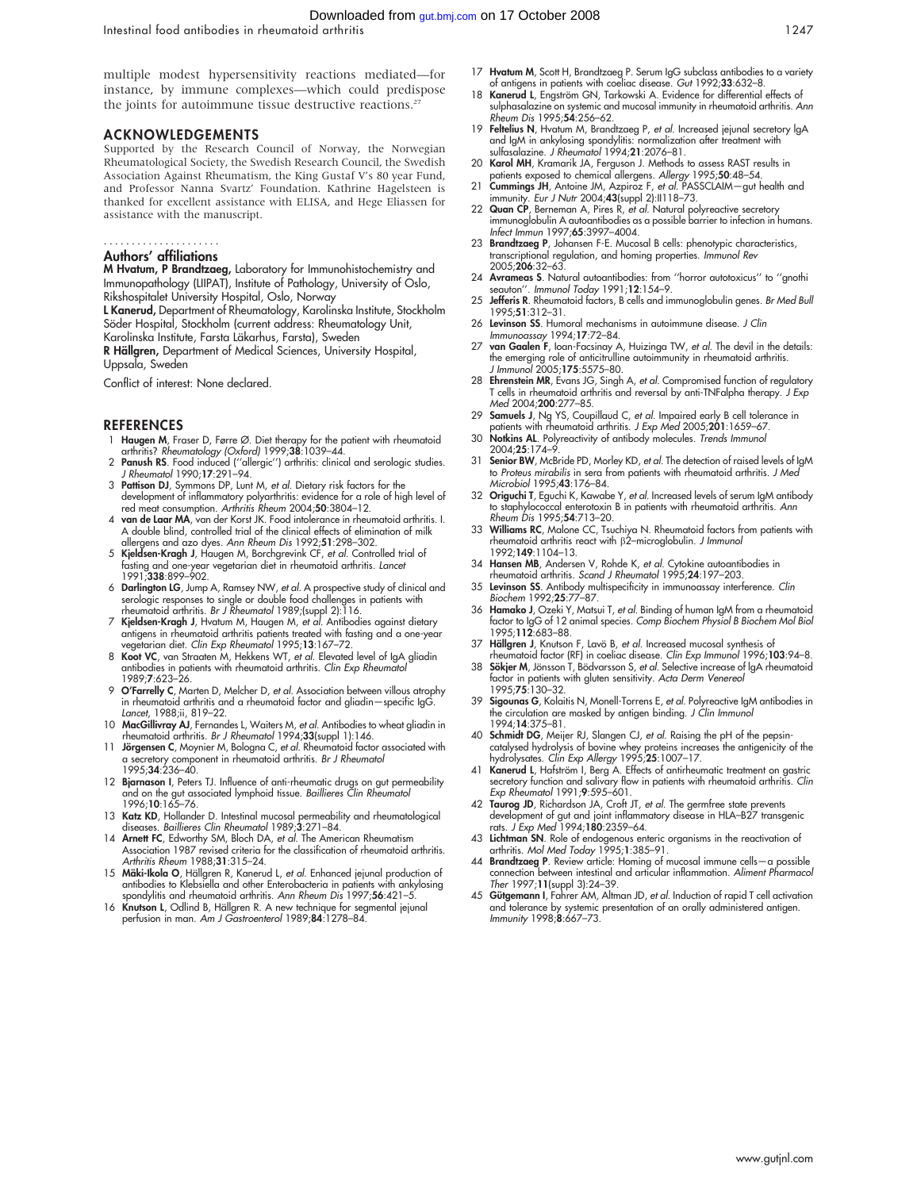multiple modest hypersensitivity reactions mediated—for instance, by immune complexes—which could predispose the joints for autoimmune tissue destructive reactions.[27]

## ACKNOWLEDGEMENTS

Supported by the Research Council of Norway, the Norwegian Rheumatological Society, the Swedish Research Council, the Swedish Association Against Rheumatism, the King Gustaf V's 80 year Fund, and Professor Nanna Svartz' Foundation. Kathrine Hagelsteen is thanked for excellent assistance with ELISA, and Hege Eliassen for assistance with the manuscript.

### Authors' affiliations

**M Hvatum, P Brandtzaeg,** Laboratory for Immunohistochemistry and Immunopathology (LIIPAT), Institute of Pathology, University of Oslo, Rikshospitalet University Hospital, Oslo, Norway

**L Kanerud,** Department of Rheumatology, Karolinska Institute, Stockholm Söder Hospital, Stockholm (current address: Rheumatology Unit, Karolinska Institute, Farsta Läkarhus, Farsta), Sweden

**R Hällgren,** Department of Medical Sciences, University Hospital, Uppsala, Sweden

Conflict of interest: None declared.

## REFERENCES

1. **Haugen M**, Fraser D, Førre Ø. Diet therapy for the patient with rheumatoid arthritis? *Rheumatology (Oxford)* 1999;**38**:1039–44.
2. **Panush RS**. Food induced (''allergic'') arthritis: clinical and serologic studies. *J Rheumatol* 1990;**17**:291–94.
3. **Pattison DJ**, Symmons DP, Lunt M, *et al*. Dietary risk factors for the development of inflammatory polyarthritis: evidence for a role of high level of red meat consumption. *Arthritis Rheum* 2004;**50**:3804–12.
4. **van de Laar MA**, van der Korst JK. Food intolerance in rheumatoid arthritis. I. A double blind, controlled trial of the clinical effects of elimination of milk allergens and azo dyes. *Ann Rheum Dis* 1992;**51**:298–302.
5. **Kjeldsen-Kragh J**, Haugen M, Borchgrevink CF, *et al*. Controlled trial of fasting and one-year vegetarian diet in rheumatoid arthritis. *Lancet* 1991;**338**:899–902.
6. **Darlington LG**, Jump A, Ramsey NW, *et al*. A prospective study of clinical and serologic responses to single or double food challenges in patients with rheumatoid arthritis. *Br J Rheumatol* 1989;(suppl 2):116.
7. **Kjeldsen-Kragh J**, Hvatum M, Haugen M, *et al*. Antibodies against dietary antigens in rheumatoid arthritis patients treated with fasting and a one-year vegetarian diet. *Clin Exp Rheumatol* 1995;**13**:167–72.
8. **Koot VC**, van Straaten M, Hekkens WT, *et al*. Elevated level of IgA gliadin antibodies in patients with rheumatoid arthritis. *Clin Exp Rheumatol* 1989;**7**:623–26.
9. **O'Farrelly C**, Marten D, Melcher D, *et al*. Association between villous atrophy in rheumatoid arthritis and a rheumatoid factor and gliadin—specific IgG. *Lancet*, 1988;ii, 819–22.
10. **MacGillivray AJ**, Fernandes L, Waiters M, *et al*. Antibodies to wheat gliadin in rheumatoid arthritis. *Br J Rheumatol* 1994;**33**(suppl 1):146.
11. **Jörgensen C**, Moynier M, Bologna C, *et al*. Rheumatoid factor associated with a secretory component in rheumatoid arthritis. *Br J Rheumatol* 1995;**34**:236–40.
12. **Bjarnason I**, Peters TJ. Influence of anti-rheumatic drugs on gut permeability and on the gut associated lymphoid tissue. *Baillieres Clin Rheumatol* 1996;**10**:165–76.
13. **Katz KD**, Hollander D. Intestinal mucosal permeability and rheumatological diseases. *Baillieres Clin Rheumatol* 1989;**3**:271–84.
14. **Arnett FC**, Edworthy SM, Bloch DA, *et al*. The American Rheumatism Association 1987 revised criteria for the classification of rheumatoid arthritis. *Arthritis Rheum* 1988;**31**:315–24.
15. **Mäki-Ikola O**, Hällgren R, Kanerud L, *et al*. Enhanced jejunal production of antibodies to Klebsiella and other Enterobacteria in patients with ankylosing spondylitis and rheumatoid arthritis. *Ann Rheum Dis* 1997;**56**:421–5.
16. **Knutson L**, Odlind B, Hällgren R. A new technique for segmental jejunal perfusion in man. *Am J Gastroenterol* 1989;**84**:1278–84.
17. **Hvatum M**, Scott H, Brandtzaeg P. Serum IgG subclass antibodies to a variety of antigens in patients with coeliac disease. *Gut* 1992;**33**:632–8.
18. **Kanerud L**, Engström GN, Tarkowski A. Evidence for differential effects of sulphasalazine on systemic and mucosal immunity in rheumatoid arthritis. *Ann Rheum Dis* 1995;**54**:256–62.
19. **Feltelius N**, Hvatum M, Brandtzaeg P, *et al*. Increased jejunal secretory IgA and IgM in ankylosing spondylitis: normalization after treatment with sulfasalazine. *J Rheumatol* 1994;**21**:2076–81.
20. **Karol MH**, Kramarik JA, Ferguson J. Methods to assess RAST results in patients exposed to chemical allergens. *Allergy* 1995;**50**:48–54.
21. **Cummings JH**, Antoine JM, Azpiroz F, *et al*. PASSCLAIM—gut health and immunity. *Eur J Nutr* 2004;**43**(suppl 2):II118–73.
22. **Quan CP**, Berneman A, Pires R, *et al*. Natural polyreactive secretory immunoglobulin A autoantibodies as a possible barrier to infection in humans. *Infect Immun* 1997;**65**:3997–4004.
23. **Brandtzaeg P**, Johansen F-E. Mucosal B cells: phenotypic characteristics, transcriptional regulation, and homing properties. *Immunol Rev* 2005;**206**:32–63.
24. **Avrameas S**. Natural autoantibodies: from ''horror autotoxicus'' to ''gnothi seauton''. *Immunol Today* 1991;**12**:154–9.
25. **Jefferis R**. Rheumatoid factors, B cells and immunoglobulin genes. *Br Med Bull* 1995;**51**:312–31.
26. **Levinson SS**. Humoral mechanisms in autoimmune disease. *J Clin Immunoassay* 1994;**17**:72–84.
27. **van Gaalen F**, Ioan-Facsinay A, Huizinga TW, *et al*. The devil in the details: the emerging role of anticitrulline autoimmunity in rheumatoid arthritis. *J Immunol* 2005;**175**:5575–80.
28. **Ehrenstein MR**, Evans JG, Singh A, *et al*. Compromised function of regulatory T cells in rheumatoid arthritis and reversal by anti-TNFalpha therapy. *J Exp Med* 2004;**200**:277–85.
29. **Samuels J**, Ng YS, Coupillaud C, *et al*. Impaired early B cell tolerance in patients with rheumatoid arthritis. *J Exp Med* 2005;**201**:1659–67.
30. **Notkins AL**. Polyreactivity of antibody molecules. *Trends Immunol* 2004;**25**:174–9.
31. **Senior BW**, McBride PD, Morley KD, *et al*. The detection of raised levels of IgM to *Proteus mirabilis* in sera from patients with rheumatoid arthritis. *J Med Microbiol* 1995;**43**:176–84.
32. **Origuchi T**, Eguchi K, Kawabe Y, *et al*. Increased levels of serum IgM antibody to staphylococcal enterotoxin B in patients with rheumatoid arthritis. *Ann Rheum Dis* 1995;**54**:713–20.
33. **Williams RC**, Malone CC, Tsuchiya N. Rheumatoid factors from patients with rheumatoid arthritis react with β2–microglobulin. *J Immunol* 1992;**149**:1104–13.
34. **Hansen MB**, Andersen V, Rohde K, *et al*. Cytokine autoantibodies in rheumatoid arthritis. *Scand J Rheumatol* 1995;**24**:197–203.
35. **Levinson SS**. Antibody multispecificity in immunoassay interference. *Clin Biochem* 1992;**25**:77–87.
36. **Hamako J**, Ozeki Y, Matsui T, *et al*. Binding of human IgM from a rheumatoid factor to IgG of 12 animal species. *Comp Biochem Physiol B Biochem Mol Biol* 1995;**112**:683–88.
37. **Hällgren J**, Knutson F, Lavö B, *et al*. Increased mucosal synthesis of rheumatoid factor (RF) in coeliac disease. *Clin Exp Immunol* 1996;**103**:94–8.
38. **Sökjer M**, Jönsson T, Bödvarsson S, *et al*. Selective increase of IgA rheumatoid factor in patients with gluten sensitivity. *Acta Derm Venereol* 1995;**75**:130–32.
39. **Sigounas G**, Kolaitis N, Monell-Torrens E, *et al*. Polyreactive IgM antibodies in the circulation are masked by antigen binding. *J Clin Immunol* 1994;**14**:375–81.
40. **Schmidt DG**, Meijer RJ, Slangen CJ, *et al*. Raising the pH of the pepsin-catalysed hydrolysis of bovine whey proteins increases the antigenicity of the hydrolysates. *Clin Exp Allergy* 1995;**25**:1007–17.
41. **Kanerud L**, Hafström I, Berg A. Effects of antirheumatic treatment on gastric secretory function and salivary flow in patients with rheumatoid arthritis. *Clin Exp Rheumatol* 1991;**9**:595–601.
42. **Taurog JD**, Richardson JA, Croft JT, *et al*. The germfree state prevents development of gut and joint inflammatory disease in HLA–B27 transgenic rats. *J Exp Med* 1994;**180**:2359–64.
43. **Lichtman SN**. Role of endogenous enteric organisms in the reactivation of arthritis. *Mol Med Today* 1995;**1**:385–91.
44. **Brandtzaeg P**. Review article: Homing of mucosal immune cells—a possible connection between intestinal and articular inflammation. *Aliment Pharmacol Ther* 1997;**11**(suppl 3):24–39.
45. **Gütgemann I**, Fahrer AM, Altman JD, *et al*. Induction of rapid T cell activation and tolerance by systemic presentation of an orally administered antigen. *Immunity* 1998;**8**:667–73.